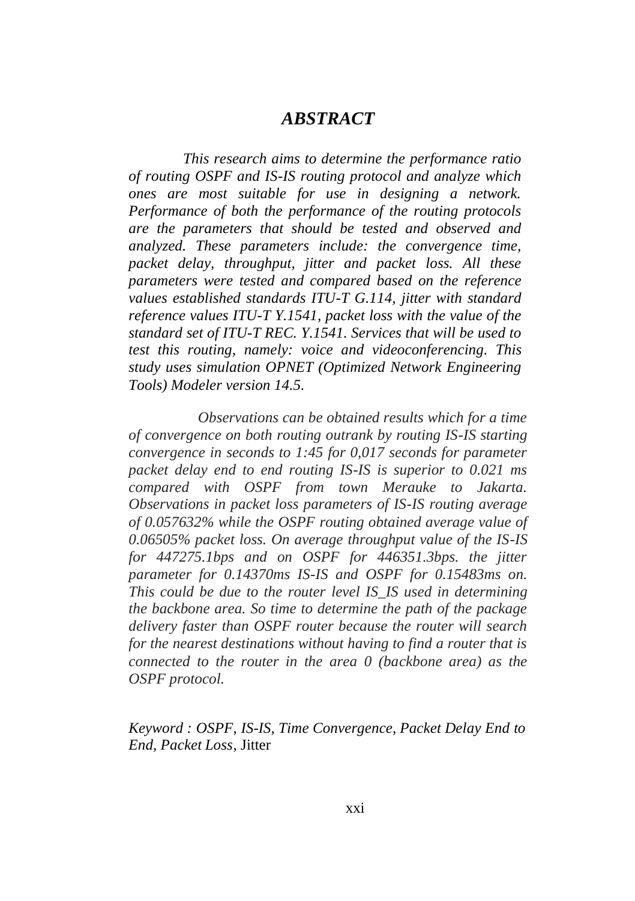# *ABSTRACT*

*This research aims to determine the performance ratio of routing OSPF and IS-IS routing protocol and analyze which ones are most suitable for use in designing a network. Performance of both the performance of the routing protocols are the parameters that should be tested and observed and analyzed. These parameters include: the convergence time, packet delay, throughput, jitter and packet loss. All these parameters were tested and compared based on the reference values established standards ITU-T G.114, jitter with standard reference values ITU-T Y.1541, packet loss with the value of the standard set of ITU-T REC. Y.1541. Services that will be used to test this routing, namely: voice and videoconferencing. This study uses simulation OPNET (Optimized Network Engineering Tools) Modeler version 14.5.*

*Observations can be obtained results which for a time of convergence on both routing outrank by routing IS-IS starting convergence in seconds to 1:45 for 0,017 seconds for parameter packet delay end to end routing IS-IS is superior to 0.021 ms compared with OSPF from town Merauke to Jakarta. Observations in packet loss parameters of IS-IS routing average of 0.057632% while the OSPF routing obtained average value of 0.06505% packet loss. On average throughput value of the IS-IS for 447275.1bps and on OSPF for 446351.3bps. the jitter parameter for 0.14370ms IS-IS and OSPF for 0.15483ms on. This could be due to the router level IS_IS used in determining the backbone area. So time to determine the path of the package delivery faster than OSPF router because the router will search for the nearest destinations without having to find a router that is connected to the router in the area 0 (backbone area) as the OSPF protocol.*

*Keyword : OSPF, IS-IS, Time Convergence, Packet Delay End to End, Packet Loss*, Jitter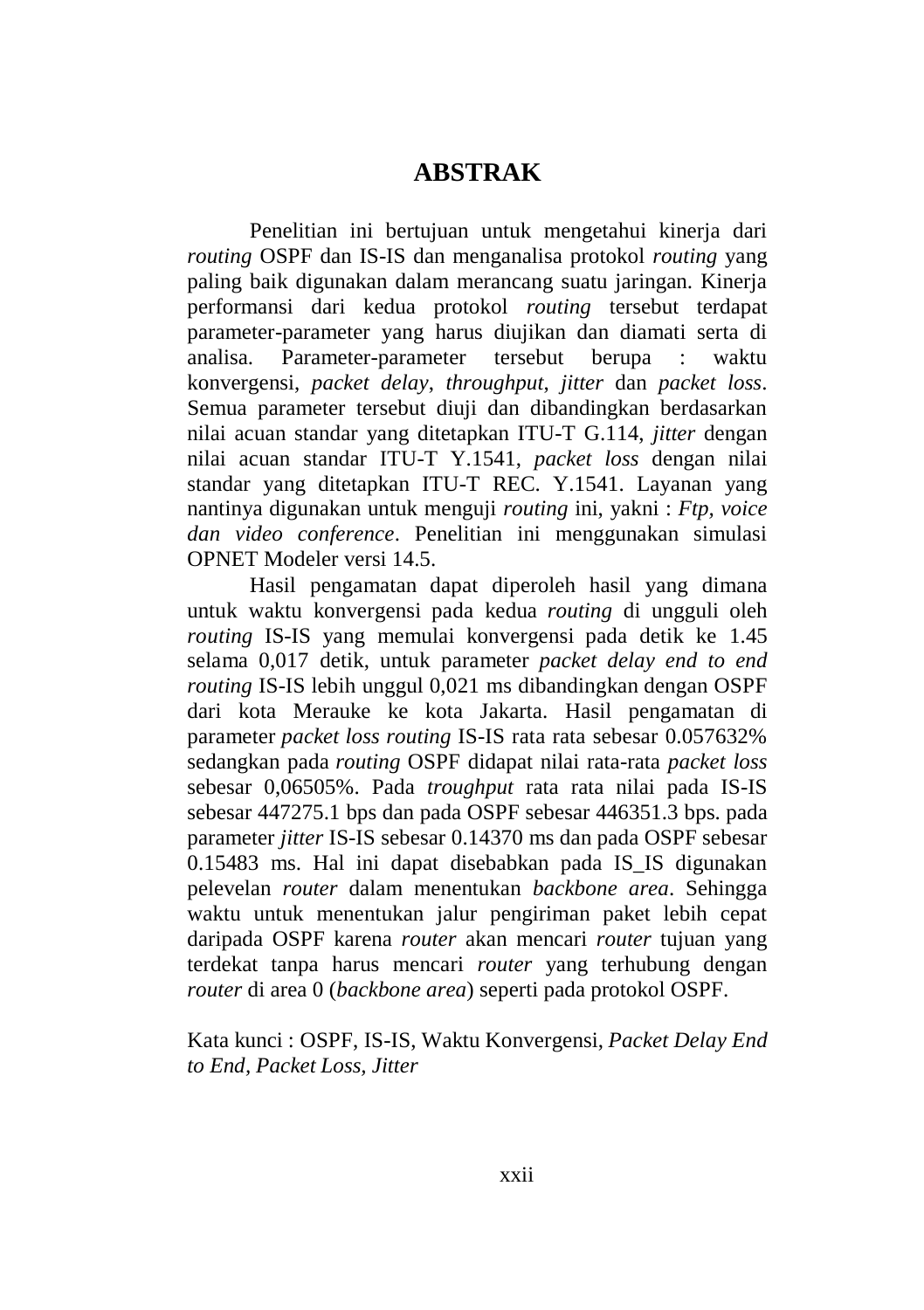# ABSTRAK

Penelitian ini bertujuan untuk mengetahui kinerja dari *routing* OSPF dan IS-IS dan menganalisa protokol *routing* yang paling baik digunakan dalam merancang suatu jaringan. Kinerja performansi dari kedua protokol *routing* tersebut terdapat parameter-parameter yang harus diujikan dan diamati serta di analisa. Parameter-parameter tersebut berupa : waktu konvergensi, *packet delay*, *throughput*, *jitter* dan *packet loss*. Semua parameter tersebut diuji dan dibandingkan berdasarkan nilai acuan standar yang ditetapkan ITU-T G.114, *jitter* dengan nilai acuan standar ITU-T Y.1541, *packet loss* dengan nilai standar yang ditetapkan ITU-T REC. Y.1541. Layanan yang nantinya digunakan untuk menguji *routing* ini, yakni : *Ftp, voice dan video conference*. Penelitian ini menggunakan simulasi OPNET Modeler versi 14.5.

Hasil pengamatan dapat diperoleh hasil yang dimana untuk waktu konvergensi pada kedua *routing* di ungguli oleh *routing* IS-IS yang memulai konvergensi pada detik ke 1.45 selama 0,017 detik, untuk parameter *packet delay end to end routing* IS-IS lebih unggul 0,021 ms dibandingkan dengan OSPF dari kota Merauke ke kota Jakarta. Hasil pengamatan di parameter *packet loss routing* IS-IS rata rata sebesar 0.057632% sedangkan pada *routing* OSPF didapat nilai rata-rata *packet loss* sebesar 0,06505%. Pada *troughput* rata rata nilai pada IS-IS sebesar 447275.1 bps dan pada OSPF sebesar 446351.3 bps. pada parameter *jitter* IS-IS sebesar 0.14370 ms dan pada OSPF sebesar 0.15483 ms. Hal ini dapat disebabkan pada IS_IS digunakan pelevelan *router* dalam menentukan *backbone area*. Sehingga waktu untuk menentukan jalur pengiriman paket lebih cepat daripada OSPF karena *router* akan mencari *router* tujuan yang terdekat tanpa harus mencari *router* yang terhubung dengan *router* di area 0 (*backbone area*) seperti pada protokol OSPF.

Kata kunci : OSPF, IS-IS, Waktu Konvergensi, *Packet Delay End to End*, *Packet Loss*, *Jitter*